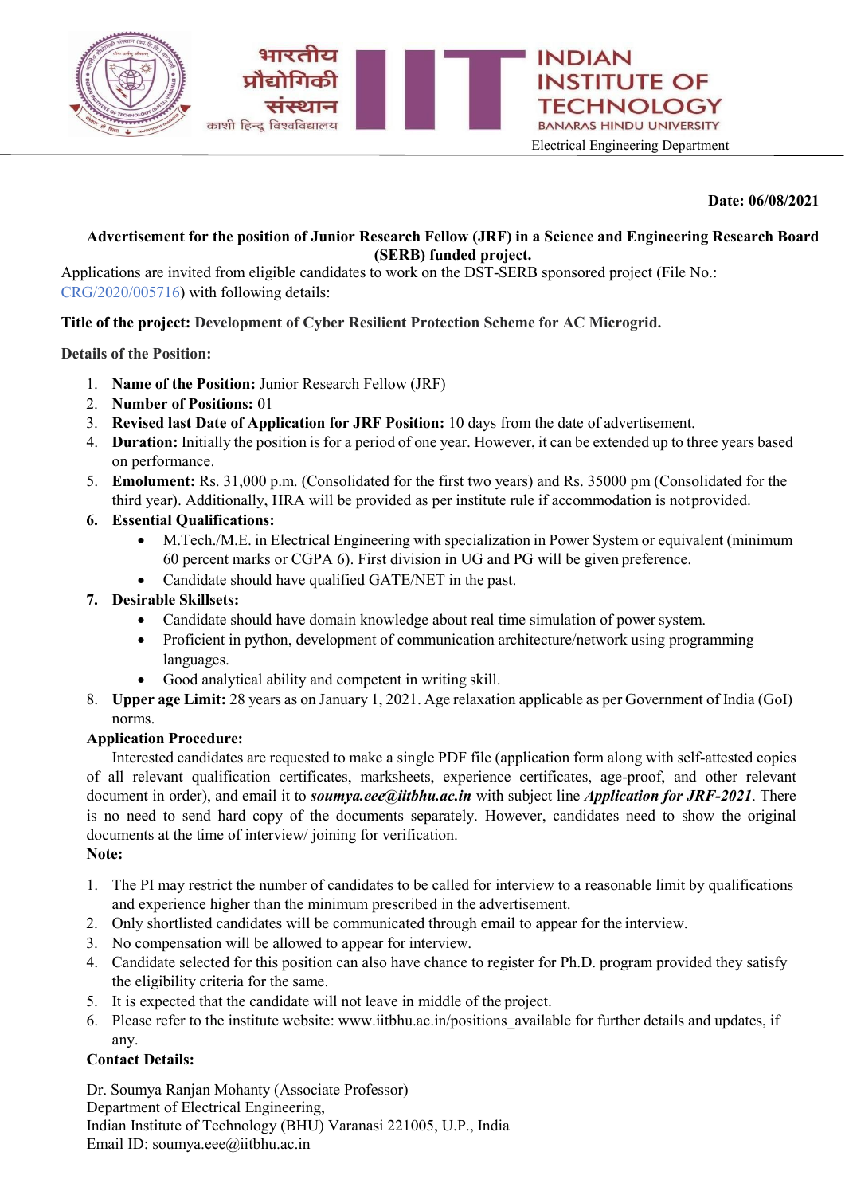भारतीय प्रौद्योगिकी संस्थान
काशी हिन्दू विश्वविद्यालय

INDIAN INSTITUTE OF TECHNOLOGY
BANARAS HINDU UNIVERSITY

Electrical Engineering Department

**Date: 06/08/2021**

**Advertisement for the position of Junior Research Fellow (JRF) in a Science and Engineering Research Board (SERB) funded project.**

Applications are invited from eligible candidates to work on the DST-SERB sponsored project (File No.: CRG/2020/005716) with following details:

**Title of the project: Development of Cyber Resilient Protection Scheme for AC Microgrid.**

**Details of the Position:**

1. **Name of the Position:** Junior Research Fellow (JRF)
2. **Number of Positions:** 01
3. **Revised last Date of Application for JRF Position:** 10 days from the date of advertisement.
4. **Duration:** Initially the position is for a period of one year. However, it can be extended up to three years based on performance.
5. **Emolument:** Rs. 31,000 p.m. (Consolidated for the first two years) and Rs. 35000 pm (Consolidated for the third year). Additionally, HRA will be provided as per institute rule if accommodation is not provided.
6. **Essential Qualifications:**
   - M.Tech./M.E. in Electrical Engineering with specialization in Power System or equivalent (minimum 60 percent marks or CGPA 6). First division in UG and PG will be given preference.
   - Candidate should have qualified GATE/NET in the past.
7. **Desirable Skillsets:**
   - Candidate should have domain knowledge about real time simulation of power system.
   - Proficient in python, development of communication architecture/network using programming languages.
   - Good analytical ability and competent in writing skill.
8. **Upper age Limit:** 28 years as on January 1, 2021. Age relaxation applicable as per Government of India (GoI) norms.

**Application Procedure:**

Interested candidates are requested to make a single PDF file (application form along with self-attested copies of all relevant qualification certificates, marksheets, experience certificates, age-proof, and other relevant document in order), and email it to ***soumya.eee@iitbhu.ac.in*** with subject line ***Application for JRF-2021***. There is no need to send hard copy of the documents separately. However, candidates need to show the original documents at the time of interview/ joining for verification.

**Note:**

1. The PI may restrict the number of candidates to be called for interview to a reasonable limit by qualifications and experience higher than the minimum prescribed in the advertisement.
2. Only shortlisted candidates will be communicated through email to appear for the interview.
3. No compensation will be allowed to appear for interview.
4. Candidate selected for this position can also have chance to register for Ph.D. program provided they satisfy the eligibility criteria for the same.
5. It is expected that the candidate will not leave in middle of the project.
6. Please refer to the institute website: www.iitbhu.ac.in/positions_available for further details and updates, if any.

**Contact Details:**

Dr. Soumya Ranjan Mohanty (Associate Professor)
Department of Electrical Engineering,
Indian Institute of Technology (BHU) Varanasi 221005, U.P., India
Email ID: soumya.eee@iitbhu.ac.in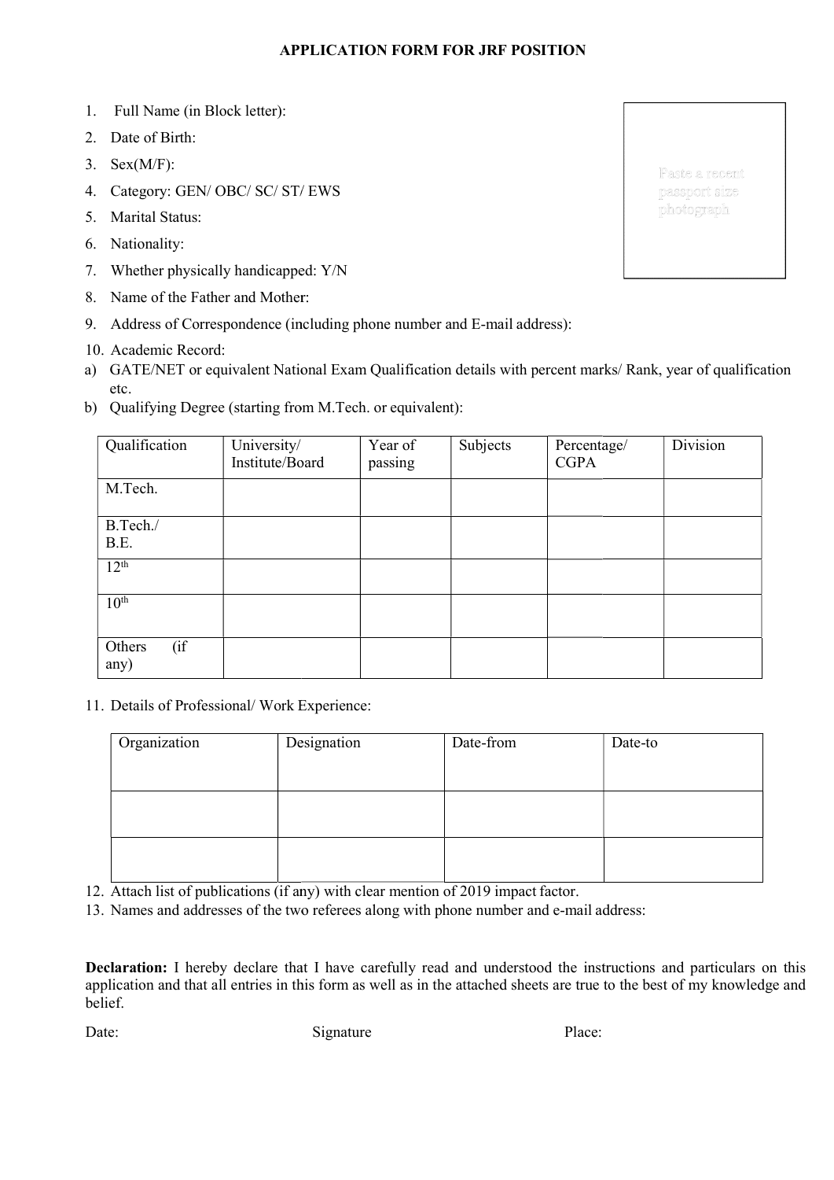# APPLICATION FORM FOR JRF POSITION

1. Full Name (in Block letter):
2. Date of Birth:
3. Sex(M/F):
4. Category: GEN/ OBC/ SC/ ST/ EWS
5. Marital Status:
6. Nationality:
7. Whether physically handicapped: Y/N
8. Name of the Father and Mother:
9. Address of Correspondence (including phone number and E-mail address):
10. Academic Record:

Paste a recent passport size photograph

a) GATE/NET or equivalent National Exam Qualification details with percent marks/ Rank, year of qualification etc.
b) Qualifying Degree (starting from M.Tech. or equivalent):

| Qualification | University/ Institute/Board | Year of passing | Subjects | Percentage/ CGPA | Division |
|---|---|---|---|---|---|
| M.Tech. | | | | | |
| B.Tech./ B.E. | | | | | |
| 12th | | | | | |
| 10th | | | | | |
| Others (if any) | | | | | |

11. Details of Professional/ Work Experience:

| Organization | Designation | Date-from | Date-to |
|---|---|---|---|
| | | | |
| | | | |
| | | | |

12. Attach list of publications (if any) with clear mention of 2019 impact factor.
13. Names and addresses of the two referees along with phone number and e-mail address:

**Declaration:** I hereby declare that I have carefully read and understood the instructions and particulars on this application and that all entries in this form as well as in the attached sheets are true to the best of my knowledge and belief.

Date: Signature Place: